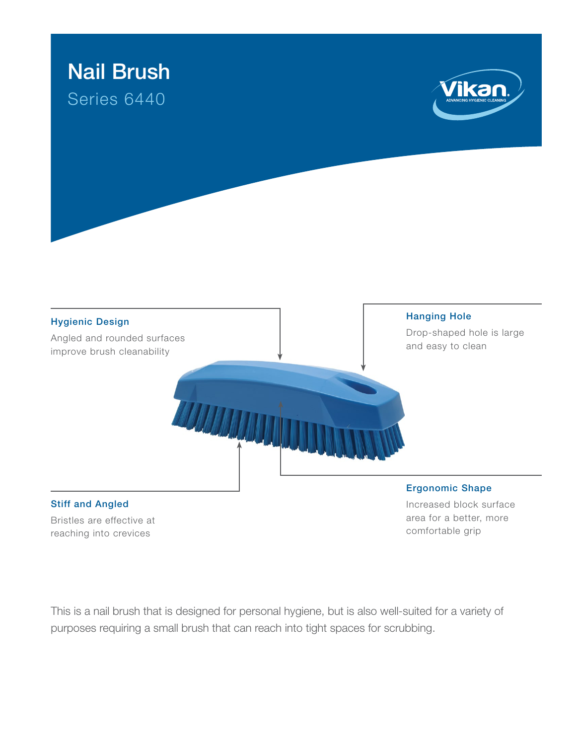# Nail Brush

## Series 6440

### Hygienic Design

Angled and rounded surfaces improve brush cleanability

### Hanging Hole

Drop-shaped hole is large and easy to clean

### Stiff and Angled

Bristles are effective at reaching into crevices

### Ergonomic Shape

Increased block surface area for a better, more comfortable grip

This is a nail brush that is designed for personal hygiene, but is also well-suited for a variety of purposes requiring a small brush that can reach into tight spaces for scrubbing.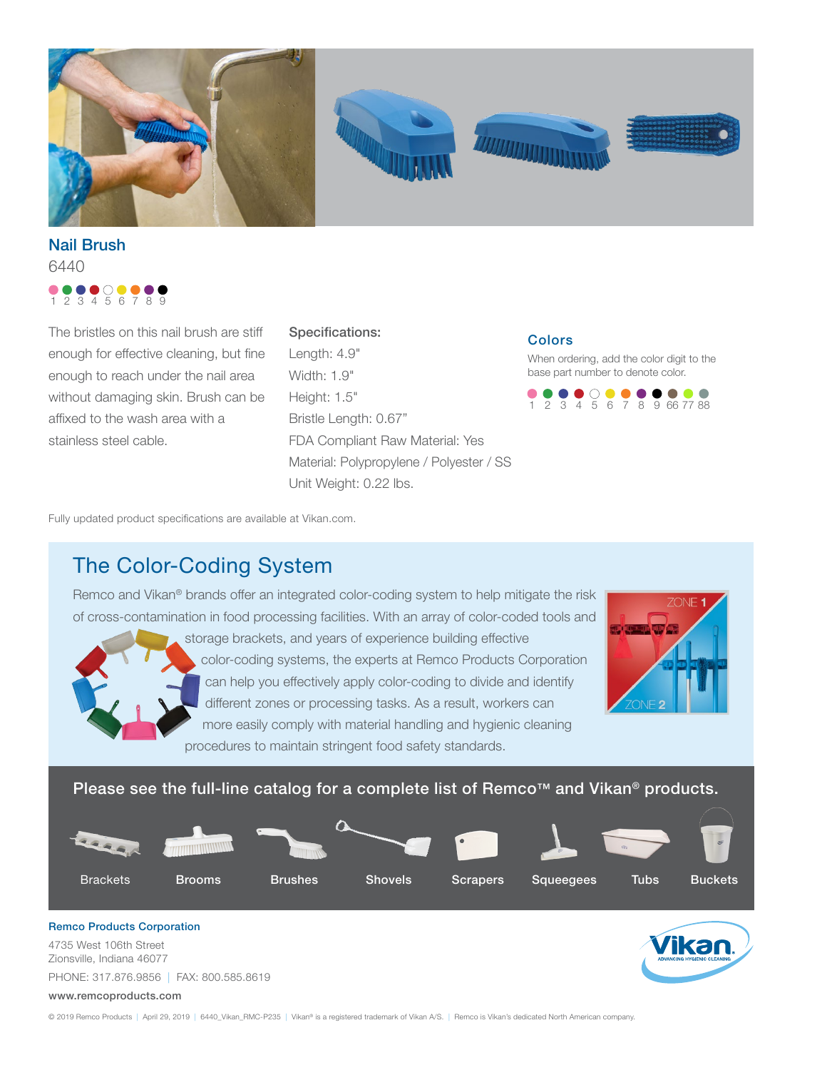## Nail Brush

6440

1 2 3 4 5 6 7 8 9

The bristles on this nail brush are stiff enough for effective cleaning, but fine enough to reach under the nail area without damaging skin. Brush can be affixed to the wash area with a stainless steel cable.

**Specifications:**

Length: 4.9"
Width: 1.9"
Height: 1.5"
Bristle Length: 0.67"
FDA Compliant Raw Material: Yes
Material: Polypropylene / Polyester / SS
Unit Weight: 0.22 lbs.

### Colors

When ordering, add the color digit to the base part number to denote color.

1 2 3 4 5 6 7 8 9 66 77 88

Fully updated product specifications are available at Vikan.com.

## The Color-Coding System

Remco and Vikan® brands offer an integrated color-coding system to help mitigate the risk of cross-contamination in food processing facilities. With an array of color-coded tools and storage brackets, and years of experience building effective color-coding systems, the experts at Remco Products Corporation can help you effectively apply color-coding to divide and identify different zones or processing tasks. As a result, workers can more easily comply with material handling and hygienic cleaning procedures to maintain stringent food safety standards.

ZONE 1

ZONE 2

**Please see the full-line catalog for a complete list of Remco™ and Vikan® products.**

Brackets Brooms Brushes Shovels Scrapers Squeegees Tubs Buckets

**Remco Products Corporation**
4735 West 106th Street
Zionsville, Indiana 46077
PHONE: 317.876.9856 | FAX: 800.585.8619
**www.remcoproducts.com**

Vikan. ADVANCING HYGIENIC CLEANING

© 2019 Remco Products | April 29, 2019 | 6440_Vikan_RMC-P235 | Vikan® is a registered trademark of Vikan A/S. | Remco is Vikan's dedicated North American company.